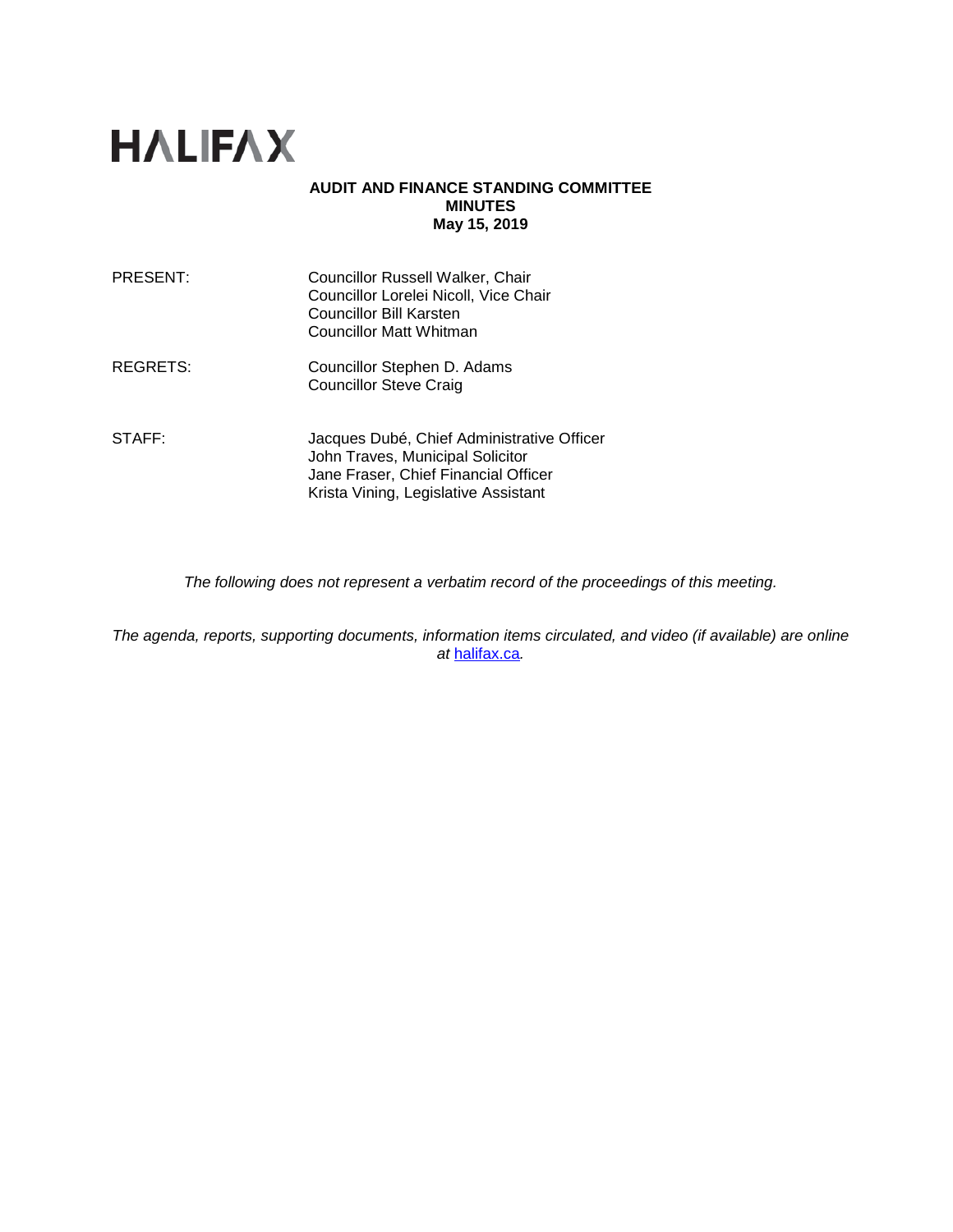# HALIFAX

**AUDIT AND FINANCE STANDING COMMITTEE**
**MINUTES**
**May 15, 2019**

PRESENT: Councillor Russell Walker, Chair
Councillor Lorelei Nicoll, Vice Chair
Councillor Bill Karsten
Councillor Matt Whitman

REGRETS: Councillor Stephen D. Adams
Councillor Steve Craig

STAFF: Jacques Dubé, Chief Administrative Officer
John Traves, Municipal Solicitor
Jane Fraser, Chief Financial Officer
Krista Vining, Legislative Assistant

*The following does not represent a verbatim record of the proceedings of this meeting.*

*The agenda, reports, supporting documents, information items circulated, and video (if available) are online at* [halifax.ca](halifax.ca)*.*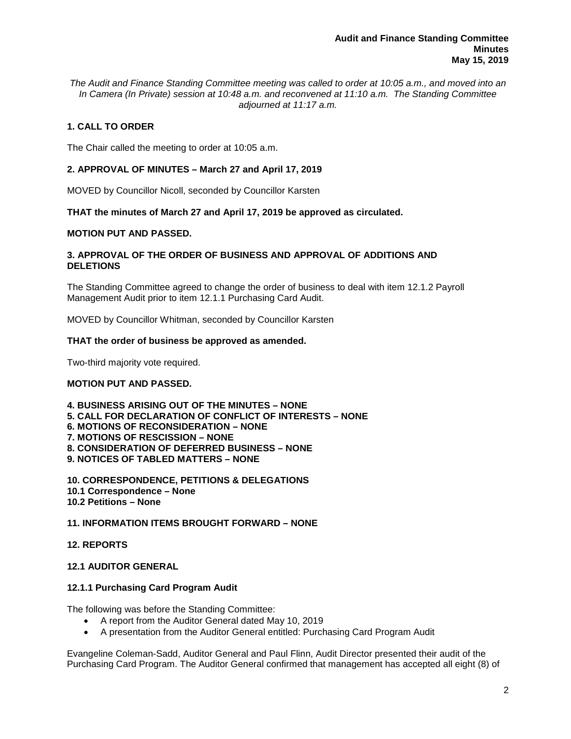*The Audit and Finance Standing Committee meeting was called to order at 10:05 a.m., and moved into an In Camera (In Private) session at 10:48 a.m. and reconvened at 11:10 a.m. The Standing Committee adjourned at 11:17 a.m.*

## 1. CALL TO ORDER

The Chair called the meeting to order at 10:05 a.m.

## 2. APPROVAL OF MINUTES – March 27 and April 17, 2019

MOVED by Councillor Nicoll, seconded by Councillor Karsten

**THAT the minutes of March 27 and April 17, 2019 be approved as circulated.**

**MOTION PUT AND PASSED.**

## 3. APPROVAL OF THE ORDER OF BUSINESS AND APPROVAL OF ADDITIONS AND DELETIONS

The Standing Committee agreed to change the order of business to deal with item 12.1.2 Payroll Management Audit prior to item 12.1.1 Purchasing Card Audit.

MOVED by Councillor Whitman, seconded by Councillor Karsten

**THAT the order of business be approved as amended.**

Two-third majority vote required.

**MOTION PUT AND PASSED.**

**4. BUSINESS ARISING OUT OF THE MINUTES – NONE**
**5. CALL FOR DECLARATION OF CONFLICT OF INTERESTS – NONE**
**6. MOTIONS OF RECONSIDERATION – NONE**
**7. MOTIONS OF RESCISSION – NONE**
**8. CONSIDERATION OF DEFERRED BUSINESS – NONE**
**9. NOTICES OF TABLED MATTERS – NONE**

**10. CORRESPONDENCE, PETITIONS & DELEGATIONS**
**10.1 Correspondence – None**
**10.2 Petitions – None**

## 11. INFORMATION ITEMS BROUGHT FORWARD – NONE

## 12. REPORTS

### 12.1 AUDITOR GENERAL

#### 12.1.1 Purchasing Card Program Audit

The following was before the Standing Committee:

- A report from the Auditor General dated May 10, 2019
- A presentation from the Auditor General entitled: Purchasing Card Program Audit

Evangeline Coleman-Sadd, Auditor General and Paul Flinn, Audit Director presented their audit of the Purchasing Card Program. The Auditor General confirmed that management has accepted all eight (8) of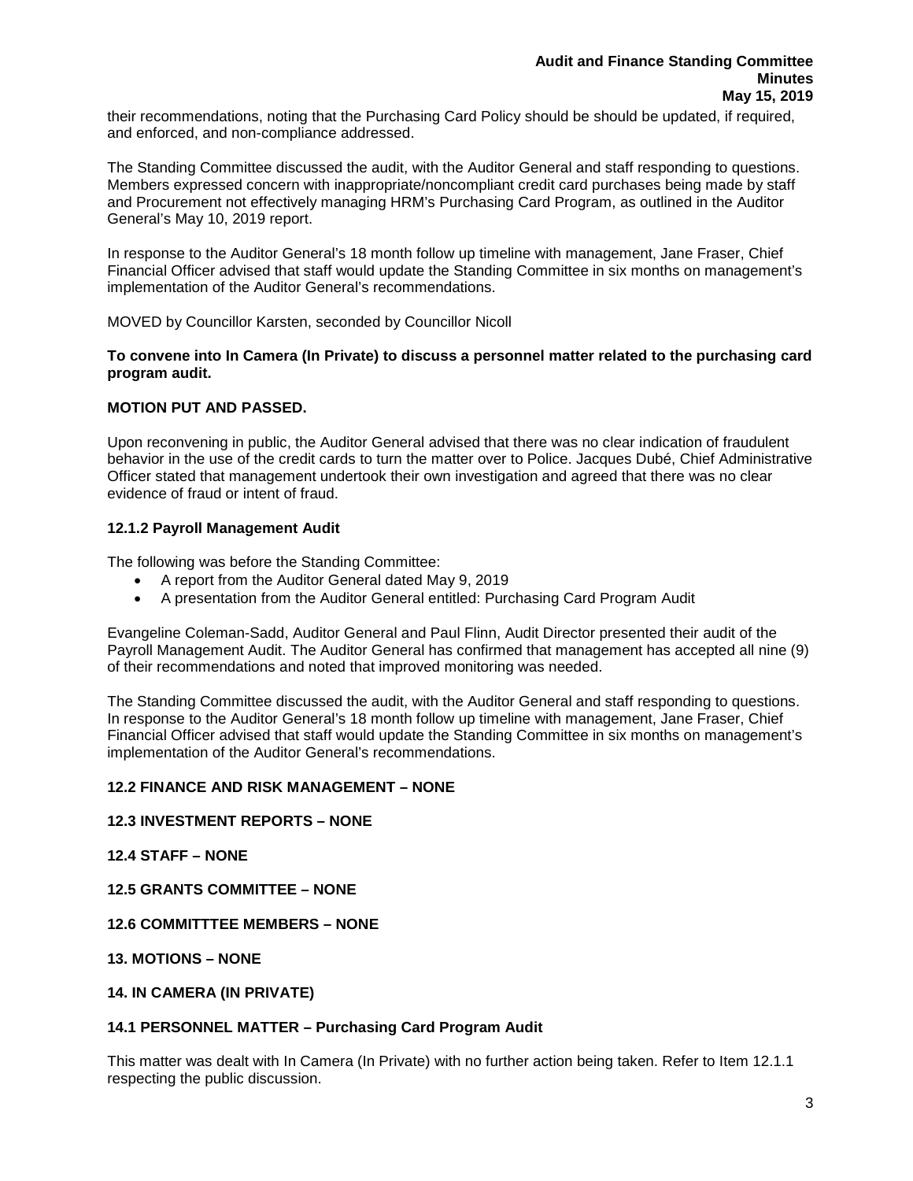their recommendations, noting that the Purchasing Card Policy should be should be updated, if required, and enforced, and non-compliance addressed.

The Standing Committee discussed the audit, with the Auditor General and staff responding to questions. Members expressed concern with inappropriate/noncompliant credit card purchases being made by staff and Procurement not effectively managing HRM's Purchasing Card Program, as outlined in the Auditor General's May 10, 2019 report.

In response to the Auditor General's 18 month follow up timeline with management, Jane Fraser, Chief Financial Officer advised that staff would update the Standing Committee in six months on management's implementation of the Auditor General's recommendations.

MOVED by Councillor Karsten, seconded by Councillor Nicoll

**To convene into In Camera (In Private) to discuss a personnel matter related to the purchasing card program audit.**

**MOTION PUT AND PASSED.**

Upon reconvening in public, the Auditor General advised that there was no clear indication of fraudulent behavior in the use of the credit cards to turn the matter over to Police. Jacques Dubé, Chief Administrative Officer stated that management undertook their own investigation and agreed that there was no clear evidence of fraud or intent of fraud.

**12.1.2 Payroll Management Audit**

The following was before the Standing Committee:

- A report from the Auditor General dated May 9, 2019
- A presentation from the Auditor General entitled: Purchasing Card Program Audit

Evangeline Coleman-Sadd, Auditor General and Paul Flinn, Audit Director presented their audit of the Payroll Management Audit. The Auditor General has confirmed that management has accepted all nine (9) of their recommendations and noted that improved monitoring was needed.

The Standing Committee discussed the audit, with the Auditor General and staff responding to questions. In response to the Auditor General's 18 month follow up timeline with management, Jane Fraser, Chief Financial Officer advised that staff would update the Standing Committee in six months on management's implementation of the Auditor General's recommendations.

**12.2 FINANCE AND RISK MANAGEMENT – NONE**

**12.3 INVESTMENT REPORTS – NONE**

**12.4 STAFF – NONE**

**12.5 GRANTS COMMITTEE – NONE**

**12.6 COMMITTTEE MEMBERS – NONE**

**13. MOTIONS – NONE**

**14. IN CAMERA (IN PRIVATE)**

**14.1 PERSONNEL MATTER – Purchasing Card Program Audit**

This matter was dealt with In Camera (In Private) with no further action being taken. Refer to Item 12.1.1 respecting the public discussion.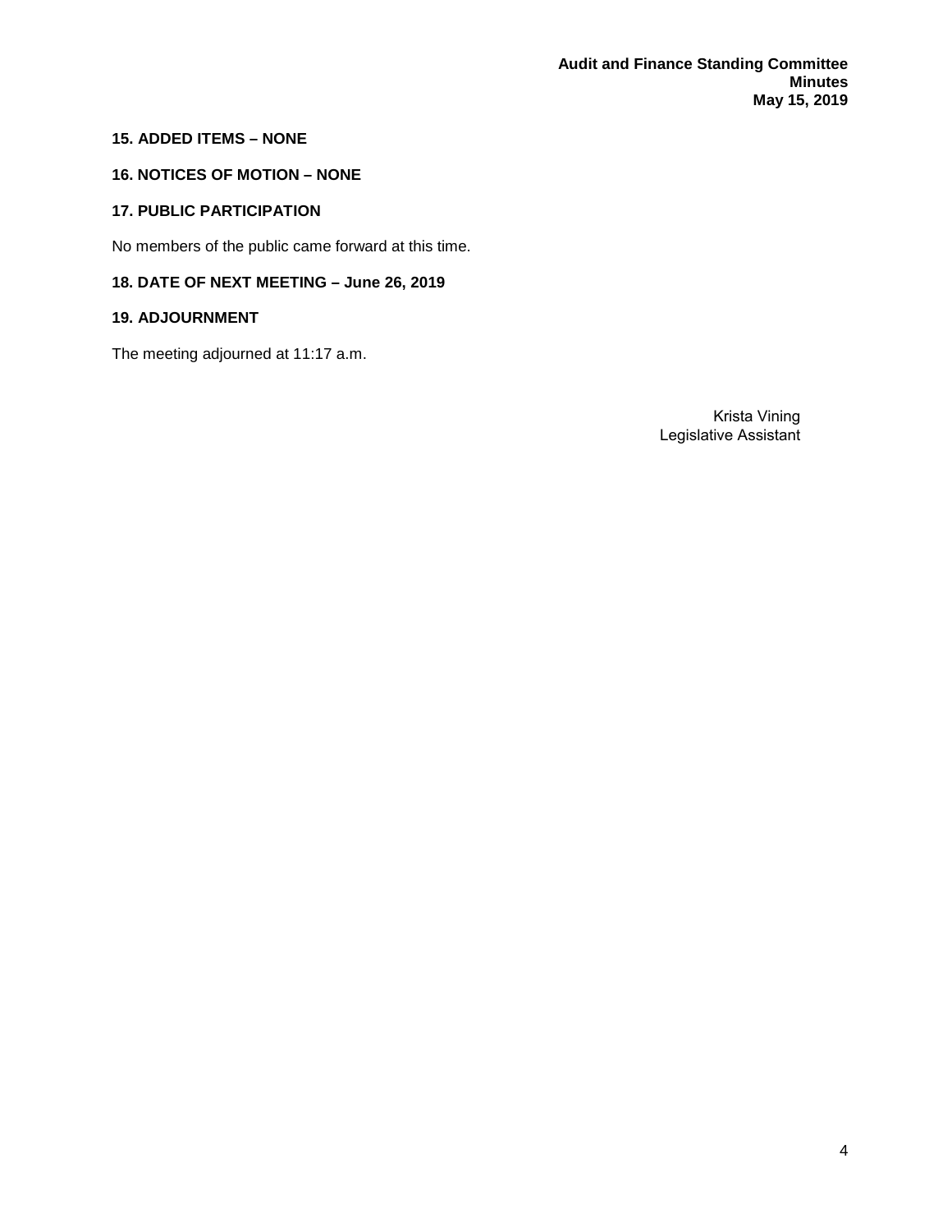**15. ADDED ITEMS – NONE**

**16. NOTICES OF MOTION – NONE**

**17. PUBLIC PARTICIPATION**

No members of the public came forward at this time.

**18. DATE OF NEXT MEETING – June 26, 2019**

**19. ADJOURNMENT**

The meeting adjourned at 11:17 a.m.

Krista Vining
Legislative Assistant